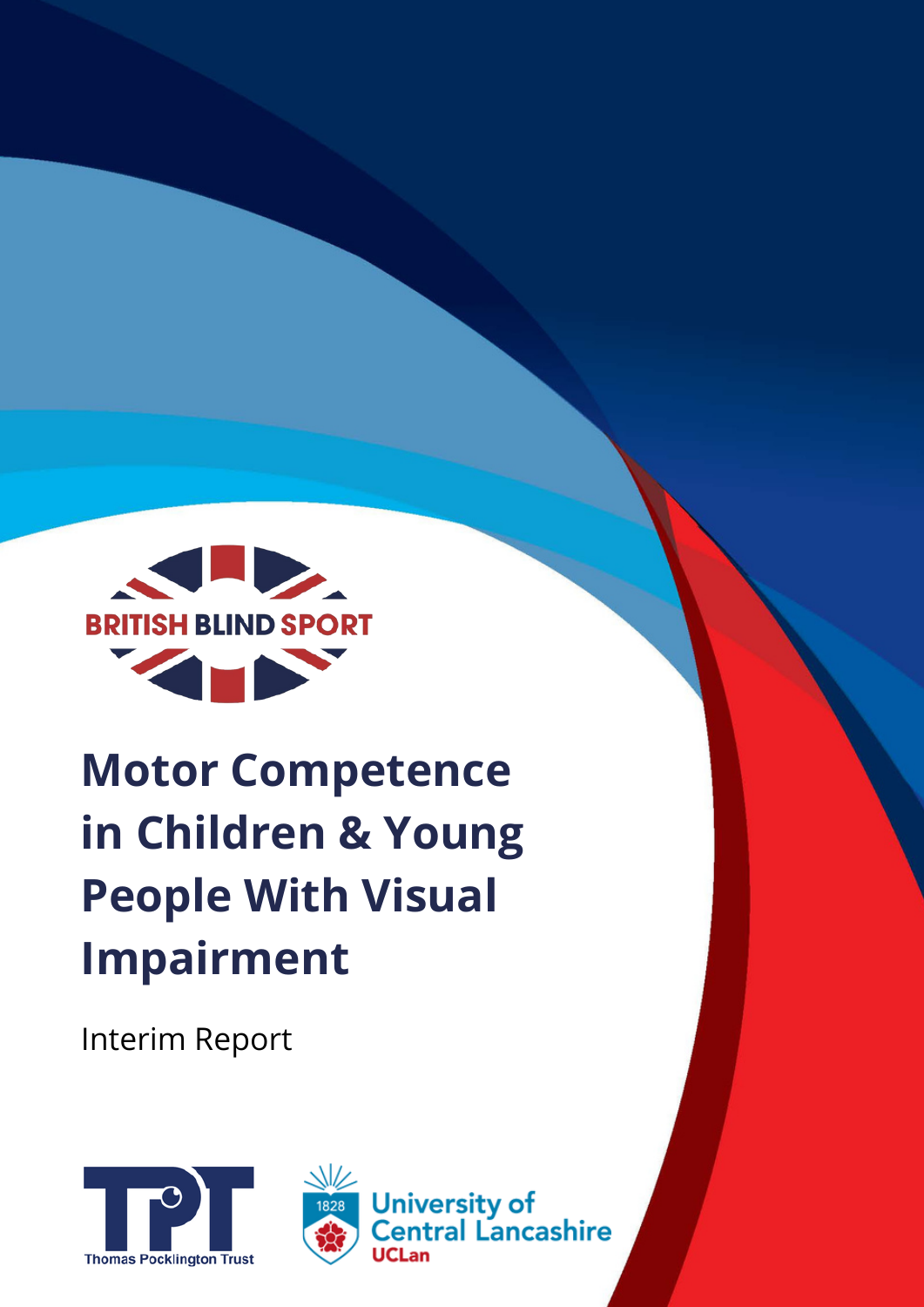BRITISH BLIND SPORT

# Motor Competence in Children & Young People With Visual Impairment

Interim Report

Thomas Pocklington Trust

University of Central Lancashire UCLan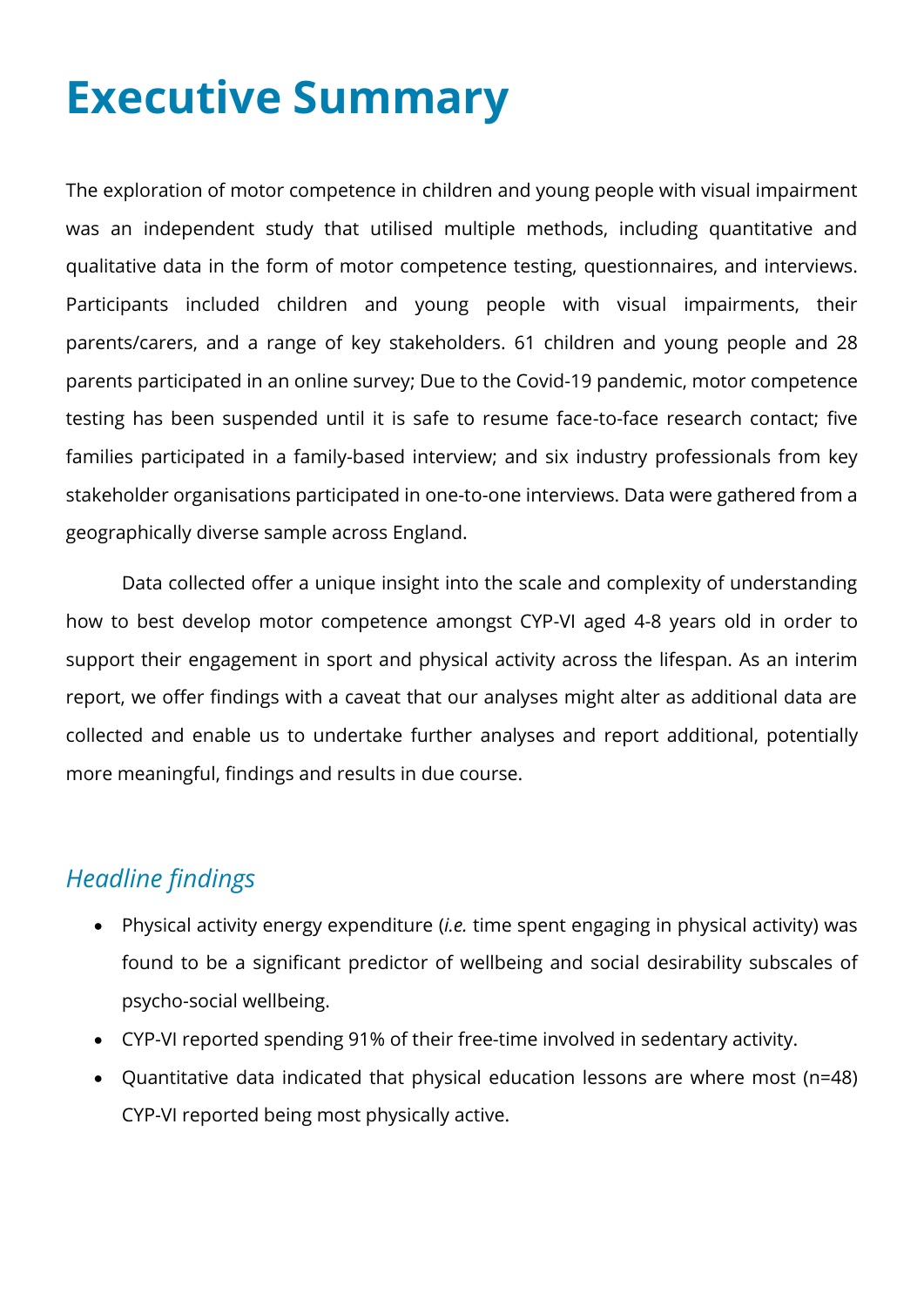# Executive Summary

The exploration of motor competence in children and young people with visual impairment was an independent study that utilised multiple methods, including quantitative and qualitative data in the form of motor competence testing, questionnaires, and interviews. Participants included children and young people with visual impairments, their parents/carers, and a range of key stakeholders. 61 children and young people and 28 parents participated in an online survey; Due to the Covid-19 pandemic, motor competence testing has been suspended until it is safe to resume face-to-face research contact; five families participated in a family-based interview; and six industry professionals from key stakeholder organisations participated in one-to-one interviews. Data were gathered from a geographically diverse sample across England.

Data collected offer a unique insight into the scale and complexity of understanding how to best develop motor competence amongst CYP-VI aged 4-8 years old in order to support their engagement in sport and physical activity across the lifespan. As an interim report, we offer findings with a caveat that our analyses might alter as additional data are collected and enable us to undertake further analyses and report additional, potentially more meaningful, findings and results in due course.

## *Headline findings*

- Physical activity energy expenditure (*i.e.* time spent engaging in physical activity) was found to be a significant predictor of wellbeing and social desirability subscales of psycho-social wellbeing.
- CYP-VI reported spending 91% of their free-time involved in sedentary activity.
- Quantitative data indicated that physical education lessons are where most (n=48) CYP-VI reported being most physically active.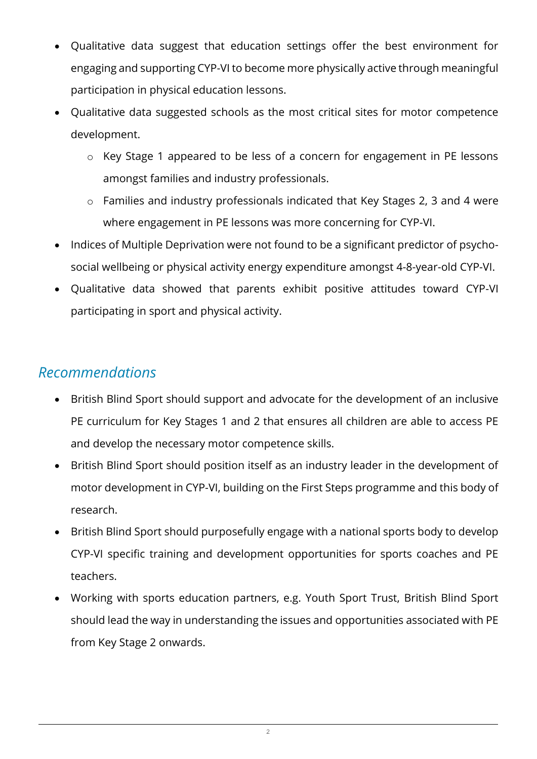- Qualitative data suggest that education settings offer the best environment for engaging and supporting CYP-VI to become more physically active through meaningful participation in physical education lessons.
- Qualitative data suggested schools as the most critical sites for motor competence development.
  - Key Stage 1 appeared to be less of a concern for engagement in PE lessons amongst families and industry professionals.
  - Families and industry professionals indicated that Key Stages 2, 3 and 4 were where engagement in PE lessons was more concerning for CYP-VI.
- Indices of Multiple Deprivation were not found to be a significant predictor of psycho-social wellbeing or physical activity energy expenditure amongst 4-8-year-old CYP-VI.
- Qualitative data showed that parents exhibit positive attitudes toward CYP-VI participating in sport and physical activity.

## *Recommendations*

- British Blind Sport should support and advocate for the development of an inclusive PE curriculum for Key Stages 1 and 2 that ensures all children are able to access PE and develop the necessary motor competence skills.
- British Blind Sport should position itself as an industry leader in the development of motor development in CYP-VI, building on the First Steps programme and this body of research.
- British Blind Sport should purposefully engage with a national sports body to develop CYP-VI specific training and development opportunities for sports coaches and PE teachers.
- Working with sports education partners, e.g. Youth Sport Trust, British Blind Sport should lead the way in understanding the issues and opportunities associated with PE from Key Stage 2 onwards.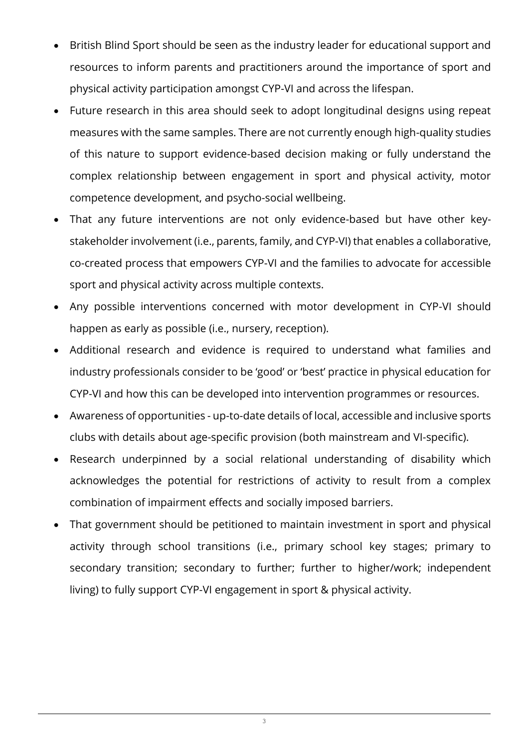- British Blind Sport should be seen as the industry leader for educational support and resources to inform parents and practitioners around the importance of sport and physical activity participation amongst CYP-VI and across the lifespan.
- Future research in this area should seek to adopt longitudinal designs using repeat measures with the same samples. There are not currently enough high-quality studies of this nature to support evidence-based decision making or fully understand the complex relationship between engagement in sport and physical activity, motor competence development, and psycho-social wellbeing.
- That any future interventions are not only evidence-based but have other key-stakeholder involvement (i.e., parents, family, and CYP-VI) that enables a collaborative, co-created process that empowers CYP-VI and the families to advocate for accessible sport and physical activity across multiple contexts.
- Any possible interventions concerned with motor development in CYP-VI should happen as early as possible (i.e., nursery, reception).
- Additional research and evidence is required to understand what families and industry professionals consider to be 'good' or 'best' practice in physical education for CYP-VI and how this can be developed into intervention programmes or resources.
- Awareness of opportunities - up-to-date details of local, accessible and inclusive sports clubs with details about age-specific provision (both mainstream and VI-specific).
- Research underpinned by a social relational understanding of disability which acknowledges the potential for restrictions of activity to result from a complex combination of impairment effects and socially imposed barriers.
- That government should be petitioned to maintain investment in sport and physical activity through school transitions (i.e., primary school key stages; primary to secondary transition; secondary to further; further to higher/work; independent living) to fully support CYP-VI engagement in sport & physical activity.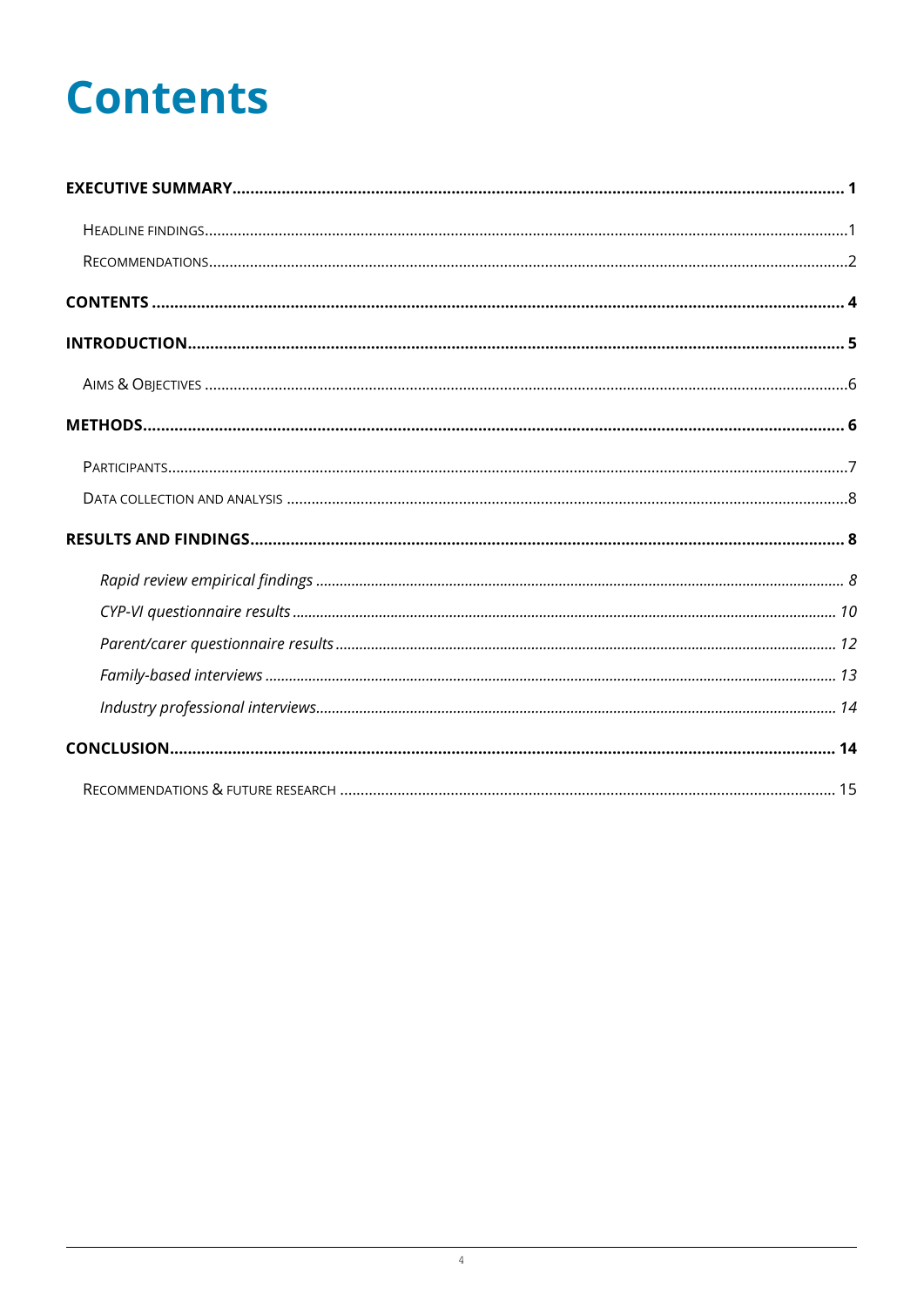# Contents

**EXECUTIVE SUMMARY ........ 1**

HEADLINE FINDINGS ........ 1

RECOMMENDATIONS ........ 2

**CONTENTS ........ 4**

**INTRODUCTION ........ 5**

AIMS & OBJECTIVES ........ 6

**METHODS ........ 6**

PARTICIPANTS ........ 7

DATA COLLECTION AND ANALYSIS ........ 8

**RESULTS AND FINDINGS ........ 8**

*Rapid review empirical findings ........ 8*

*CYP-VI questionnaire results ........ 10*

*Parent/carer questionnaire results ........ 12*

*Family-based interviews ........ 13*

*Industry professional interviews ........ 14*

**CONCLUSION ........ 14**

RECOMMENDATIONS & FUTURE RESEARCH ........ 15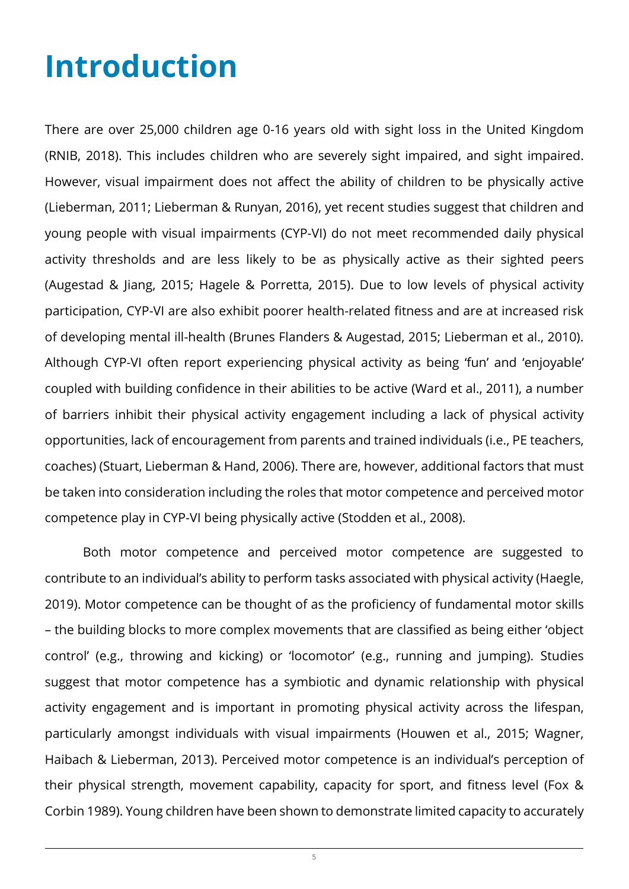# Introduction

There are over 25,000 children age 0-16 years old with sight loss in the United Kingdom (RNIB, 2018). This includes children who are severely sight impaired, and sight impaired. However, visual impairment does not affect the ability of children to be physically active (Lieberman, 2011; Lieberman & Runyan, 2016), yet recent studies suggest that children and young people with visual impairments (CYP-VI) do not meet recommended daily physical activity thresholds and are less likely to be as physically active as their sighted peers (Augestad & Jiang, 2015; Hagele & Porretta, 2015). Due to low levels of physical activity participation, CYP-VI are also exhibit poorer health-related fitness and are at increased risk of developing mental ill-health (Brunes Flanders & Augestad, 2015; Lieberman et al., 2010). Although CYP-VI often report experiencing physical activity as being 'fun' and 'enjoyable' coupled with building confidence in their abilities to be active (Ward et al., 2011), a number of barriers inhibit their physical activity engagement including a lack of physical activity opportunities, lack of encouragement from parents and trained individuals (i.e., PE teachers, coaches) (Stuart, Lieberman & Hand, 2006). There are, however, additional factors that must be taken into consideration including the roles that motor competence and perceived motor competence play in CYP-VI being physically active (Stodden et al., 2008).

Both motor competence and perceived motor competence are suggested to contribute to an individual's ability to perform tasks associated with physical activity (Haegle, 2019). Motor competence can be thought of as the proficiency of fundamental motor skills – the building blocks to more complex movements that are classified as being either 'object control' (e.g., throwing and kicking) or 'locomotor' (e.g., running and jumping). Studies suggest that motor competence has a symbiotic and dynamic relationship with physical activity engagement and is important in promoting physical activity across the lifespan, particularly amongst individuals with visual impairments (Houwen et al., 2015; Wagner, Haibach & Lieberman, 2013). Perceived motor competence is an individual's perception of their physical strength, movement capability, capacity for sport, and fitness level (Fox & Corbin 1989). Young children have been shown to demonstrate limited capacity to accurately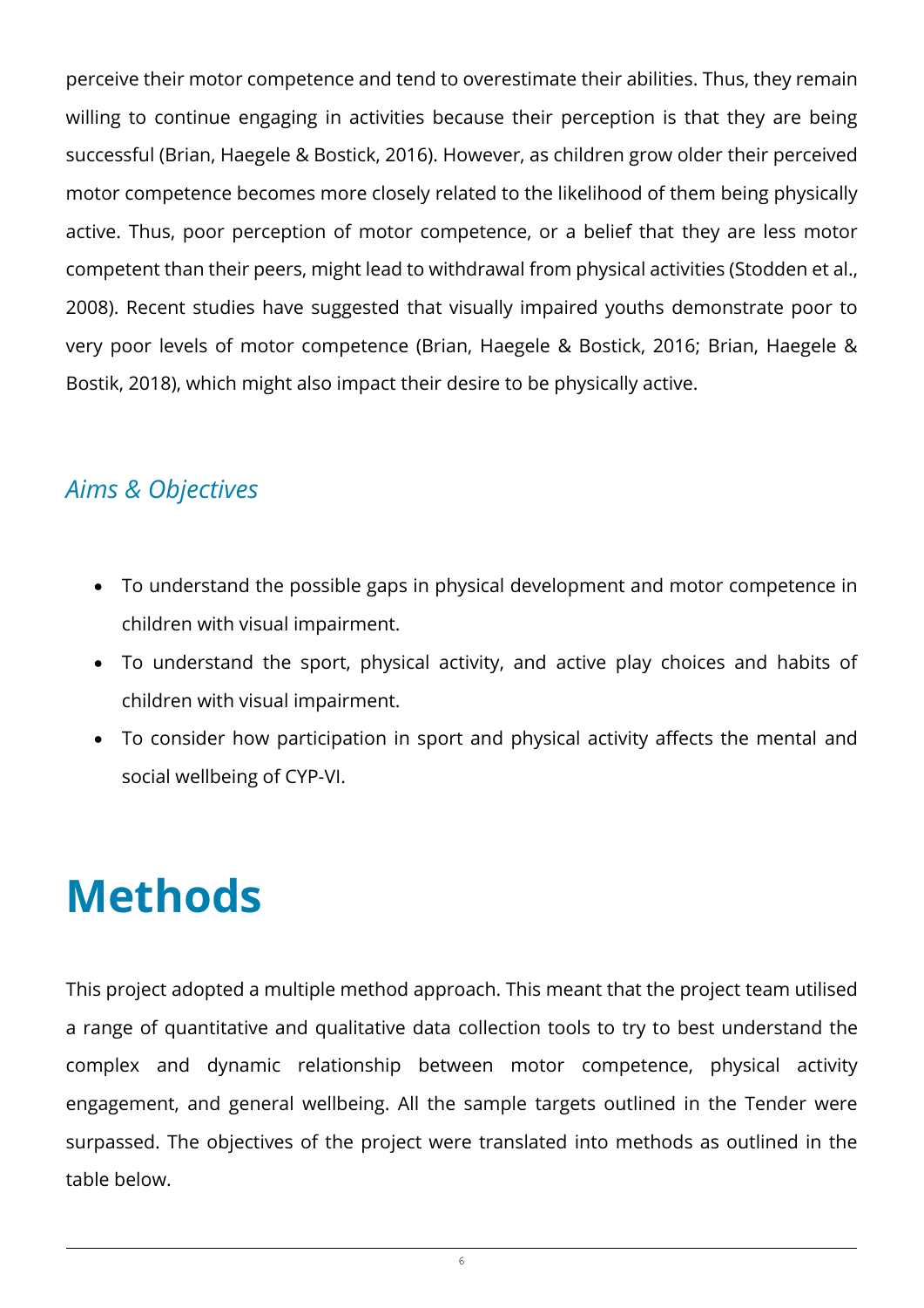perceive their motor competence and tend to overestimate their abilities. Thus, they remain willing to continue engaging in activities because their perception is that they are being successful (Brian, Haegele & Bostick, 2016). However, as children grow older their perceived motor competence becomes more closely related to the likelihood of them being physically active. Thus, poor perception of motor competence, or a belief that they are less motor competent than their peers, might lead to withdrawal from physical activities (Stodden et al., 2008). Recent studies have suggested that visually impaired youths demonstrate poor to very poor levels of motor competence (Brian, Haegele & Bostick, 2016; Brian, Haegele & Bostik, 2018), which might also impact their desire to be physically active.

## *Aims & Objectives*

- To understand the possible gaps in physical development and motor competence in children with visual impairment.
- To understand the sport, physical activity, and active play choices and habits of children with visual impairment.
- To consider how participation in sport and physical activity affects the mental and social wellbeing of CYP-VI.

# Methods

This project adopted a multiple method approach. This meant that the project team utilised a range of quantitative and qualitative data collection tools to try to best understand the complex and dynamic relationship between motor competence, physical activity engagement, and general wellbeing. All the sample targets outlined in the Tender were surpassed. The objectives of the project were translated into methods as outlined in the table below.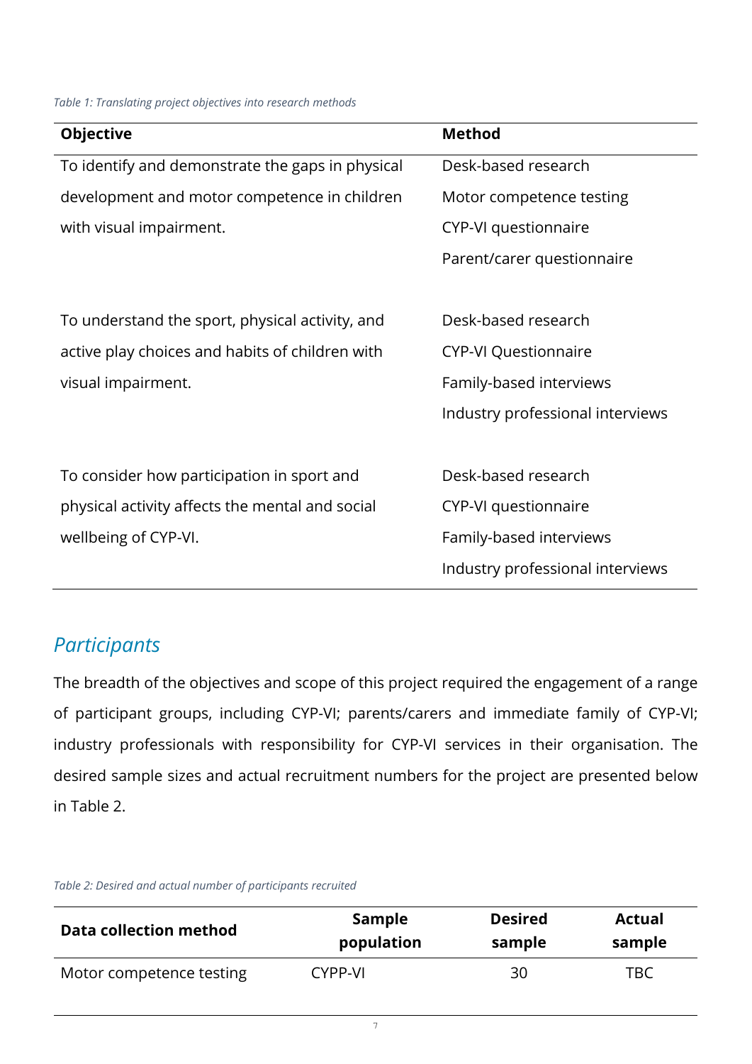*Table 1: Translating project objectives into research methods*

| Objective | Method |
|---|---|
| To identify and demonstrate the gaps in physical development and motor competence in children with visual impairment. | Desk-based research<br>Motor competence testing<br>CYP-VI questionnaire<br>Parent/carer questionnaire |
| To understand the sport, physical activity, and active play choices and habits of children with visual impairment. | Desk-based research<br>CYP-VI Questionnaire<br>Family-based interviews<br>Industry professional interviews |
| To consider how participation in sport and physical activity affects the mental and social wellbeing of CYP-VI. | Desk-based research<br>CYP-VI questionnaire<br>Family-based interviews<br>Industry professional interviews |

## *Participants*

The breadth of the objectives and scope of this project required the engagement of a range of participant groups, including CYP-VI; parents/carers and immediate family of CYP-VI; industry professionals with responsibility for CYP-VI services in their organisation. The desired sample sizes and actual recruitment numbers for the project are presented below in Table 2.

*Table 2: Desired and actual number of participants recruited*

| Data collection method | Sample population | Desired sample | Actual sample |
|---|---|---|---|
| Motor competence testing | CYPP-VI | 30 | TBC |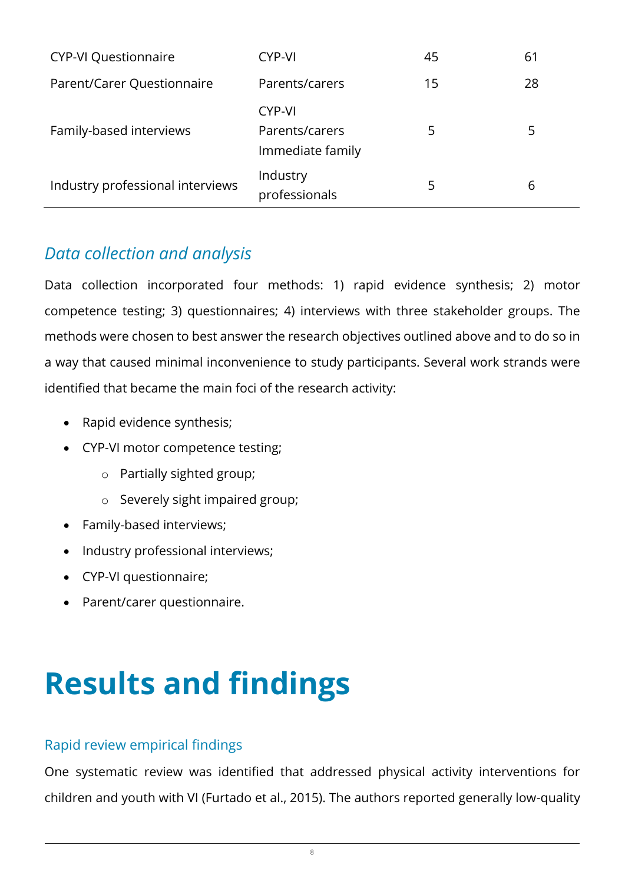| | | | |
|---|---|---|---|
| CYP-VI Questionnaire | CYP-VI | 45 | 61 |
| Parent/Carer Questionnaire | Parents/carers | 15 | 28 |
| Family-based interviews | CYP-VI<br>Parents/carers<br>Immediate family | 5 | 5 |
| Industry professional interviews | Industry professionals | 5 | 6 |

### *Data collection and analysis*

Data collection incorporated four methods: 1) rapid evidence synthesis; 2) motor competence testing; 3) questionnaires; 4) interviews with three stakeholder groups. The methods were chosen to best answer the research objectives outlined above and to do so in a way that caused minimal inconvenience to study participants. Several work strands were identified that became the main foci of the research activity:

- Rapid evidence synthesis;
- CYP-VI motor competence testing;
  - Partially sighted group;
  - Severely sight impaired group;
- Family-based interviews;
- Industry professional interviews;
- CYP-VI questionnaire;
- Parent/carer questionnaire.

# Results and findings

### Rapid review empirical findings

One systematic review was identified that addressed physical activity interventions for children and youth with VI (Furtado et al., 2015). The authors reported generally low-quality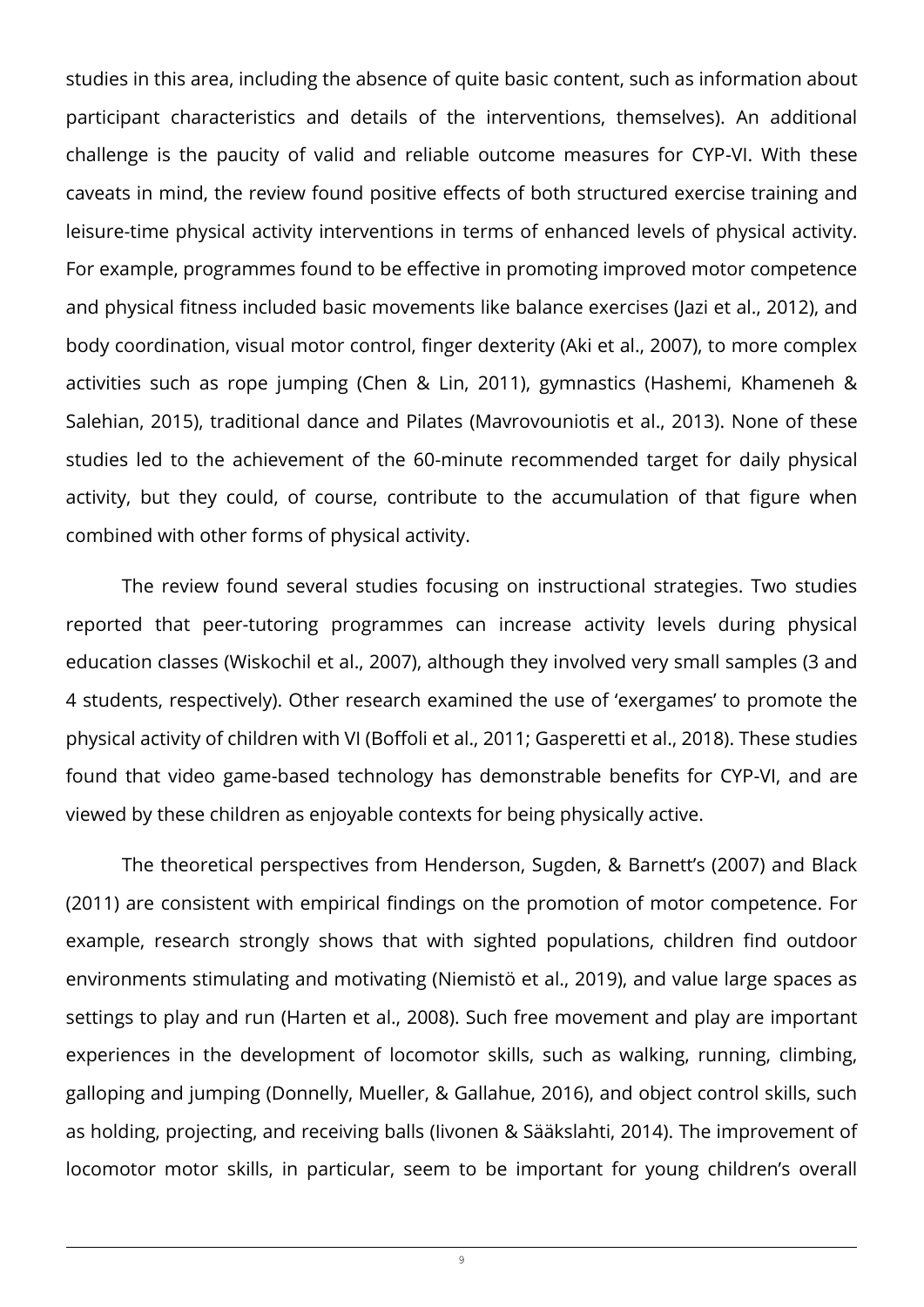studies in this area, including the absence of quite basic content, such as information about participant characteristics and details of the interventions, themselves). An additional challenge is the paucity of valid and reliable outcome measures for CYP-VI. With these caveats in mind, the review found positive effects of both structured exercise training and leisure-time physical activity interventions in terms of enhanced levels of physical activity. For example, programmes found to be effective in promoting improved motor competence and physical fitness included basic movements like balance exercises (Jazi et al., 2012), and body coordination, visual motor control, finger dexterity (Aki et al., 2007), to more complex activities such as rope jumping (Chen & Lin, 2011), gymnastics (Hashemi, Khameneh & Salehian, 2015), traditional dance and Pilates (Mavrovouniotis et al., 2013). None of these studies led to the achievement of the 60-minute recommended target for daily physical activity, but they could, of course, contribute to the accumulation of that figure when combined with other forms of physical activity.

The review found several studies focusing on instructional strategies. Two studies reported that peer-tutoring programmes can increase activity levels during physical education classes (Wiskochil et al., 2007), although they involved very small samples (3 and 4 students, respectively). Other research examined the use of 'exergames' to promote the physical activity of children with VI (Boffoli et al., 2011; Gasperetti et al., 2018). These studies found that video game-based technology has demonstrable benefits for CYP-VI, and are viewed by these children as enjoyable contexts for being physically active.

The theoretical perspectives from Henderson, Sugden, & Barnett's (2007) and Black (2011) are consistent with empirical findings on the promotion of motor competence. For example, research strongly shows that with sighted populations, children find outdoor environments stimulating and motivating (Niemistö et al., 2019), and value large spaces as settings to play and run (Harten et al., 2008). Such free movement and play are important experiences in the development of locomotor skills, such as walking, running, climbing, galloping and jumping (Donnelly, Mueller, & Gallahue, 2016), and object control skills, such as holding, projecting, and receiving balls (Iivonen & Sääkslahti, 2014). The improvement of locomotor motor skills, in particular, seem to be important for young children's overall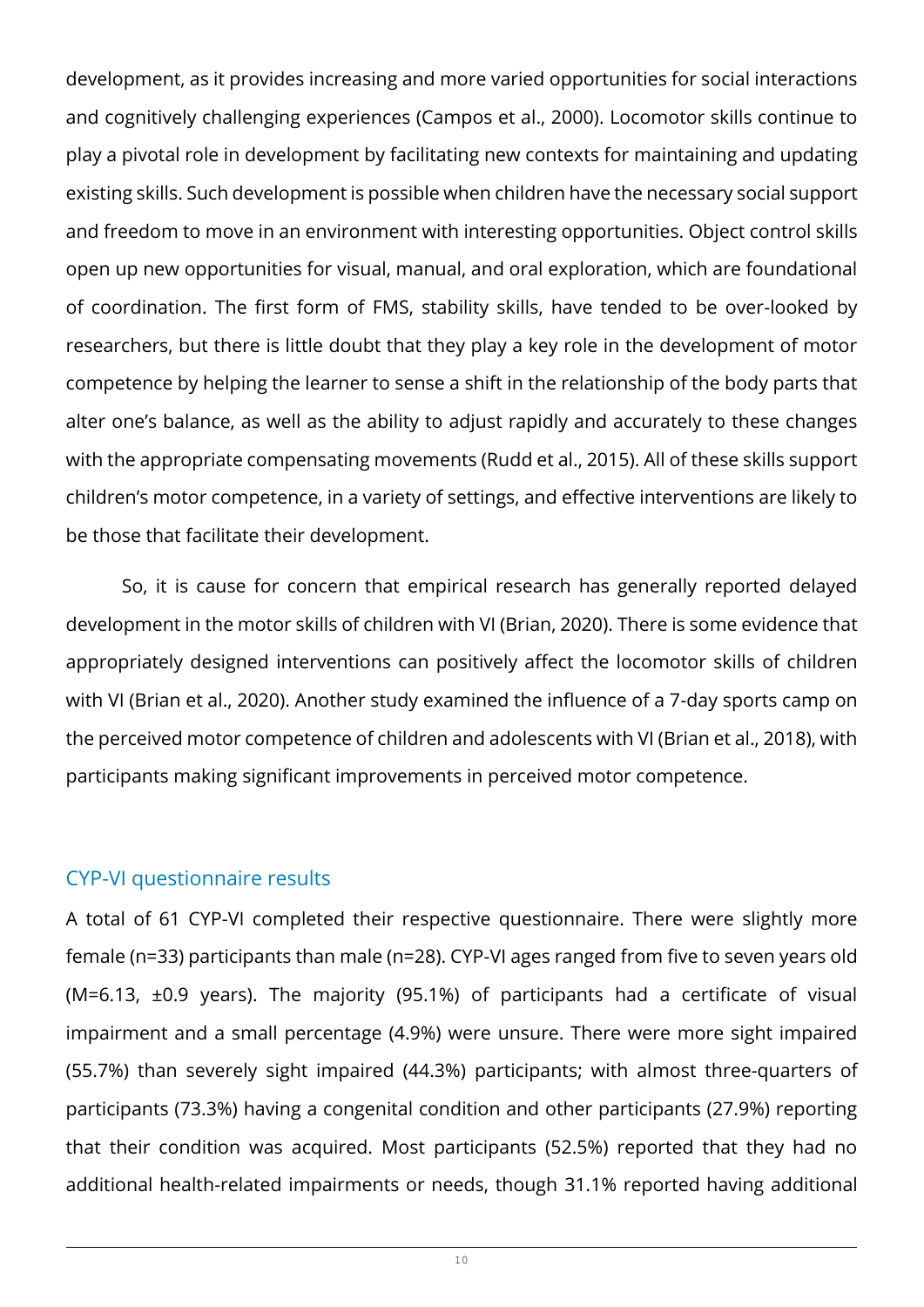development, as it provides increasing and more varied opportunities for social interactions and cognitively challenging experiences (Campos et al., 2000). Locomotor skills continue to play a pivotal role in development by facilitating new contexts for maintaining and updating existing skills. Such development is possible when children have the necessary social support and freedom to move in an environment with interesting opportunities. Object control skills open up new opportunities for visual, manual, and oral exploration, which are foundational of coordination. The first form of FMS, stability skills, have tended to be over-looked by researchers, but there is little doubt that they play a key role in the development of motor competence by helping the learner to sense a shift in the relationship of the body parts that alter one's balance, as well as the ability to adjust rapidly and accurately to these changes with the appropriate compensating movements (Rudd et al., 2015). All of these skills support children's motor competence, in a variety of settings, and effective interventions are likely to be those that facilitate their development.

So, it is cause for concern that empirical research has generally reported delayed development in the motor skills of children with VI (Brian, 2020). There is some evidence that appropriately designed interventions can positively affect the locomotor skills of children with VI (Brian et al., 2020). Another study examined the influence of a 7-day sports camp on the perceived motor competence of children and adolescents with VI (Brian et al., 2018), with participants making significant improvements in perceived motor competence.

## CYP-VI questionnaire results

A total of 61 CYP-VI completed their respective questionnaire. There were slightly more female (n=33) participants than male (n=28). CYP-VI ages ranged from five to seven years old (M=6.13, ±0.9 years). The majority (95.1%) of participants had a certificate of visual impairment and a small percentage (4.9%) were unsure. There were more sight impaired (55.7%) than severely sight impaired (44.3%) participants; with almost three-quarters of participants (73.3%) having a congenital condition and other participants (27.9%) reporting that their condition was acquired. Most participants (52.5%) reported that they had no additional health-related impairments or needs, though 31.1% reported having additional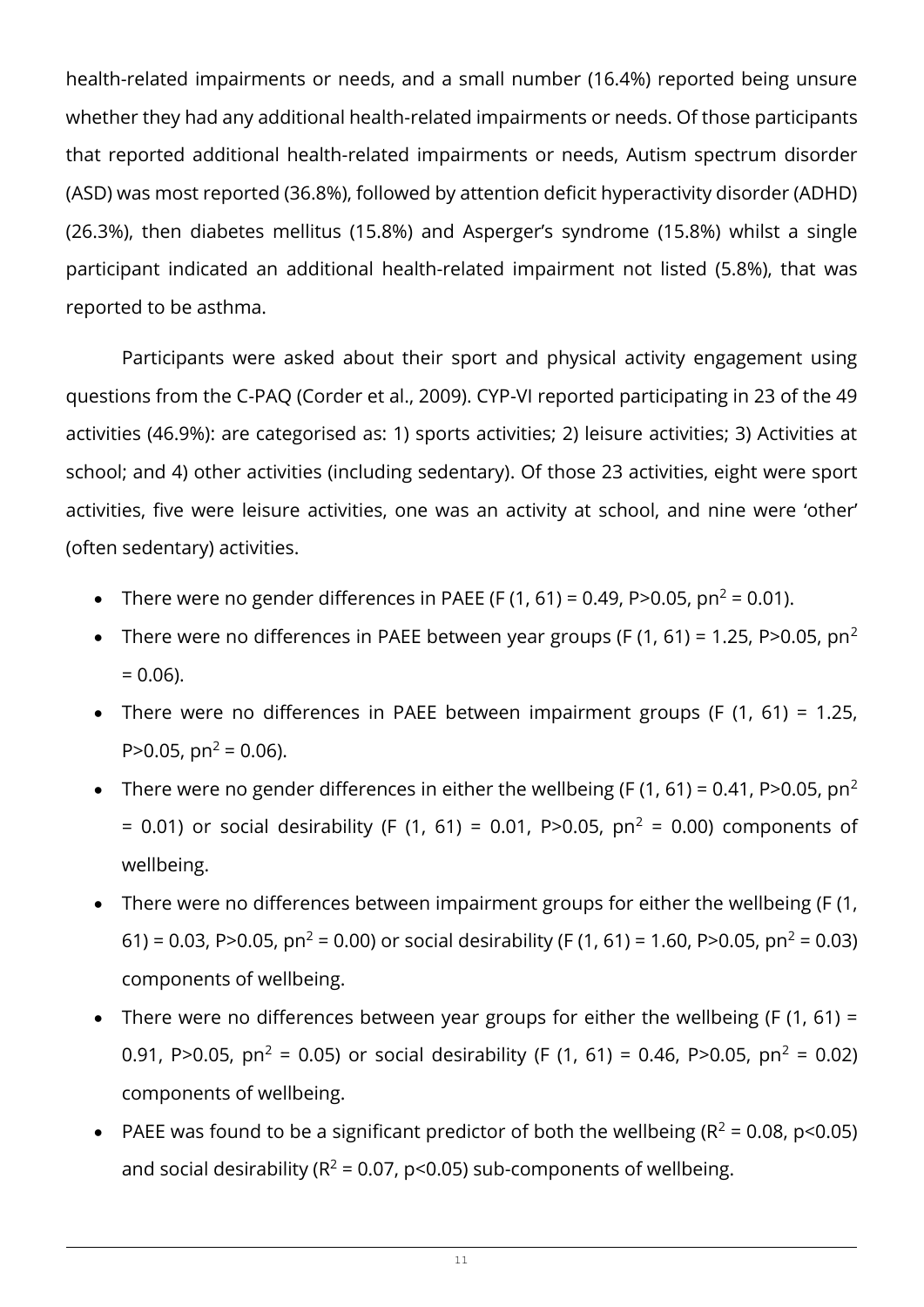health-related impairments or needs, and a small number (16.4%) reported being unsure whether they had any additional health-related impairments or needs. Of those participants that reported additional health-related impairments or needs, Autism spectrum disorder (ASD) was most reported (36.8%), followed by attention deficit hyperactivity disorder (ADHD) (26.3%), then diabetes mellitus (15.8%) and Asperger's syndrome (15.8%) whilst a single participant indicated an additional health-related impairment not listed (5.8%), that was reported to be asthma.

Participants were asked about their sport and physical activity engagement using questions from the C-PAQ (Corder et al., 2009). CYP-VI reported participating in 23 of the 49 activities (46.9%): are categorised as: 1) sports activities; 2) leisure activities; 3) Activities at school; and 4) other activities (including sedentary). Of those 23 activities, eight were sport activities, five were leisure activities, one was an activity at school, and nine were 'other' (often sedentary) activities.

- There were no gender differences in PAEE ($F (1, 61) = 0.49$, $P>0.05$, $pn^2 = 0.01$).
- There were no differences in PAEE between year groups ($F (1, 61) = 1.25$, $P>0.05$, $pn^2 = 0.06$).
- There were no differences in PAEE between impairment groups ($F (1, 61) = 1.25$, $P>0.05$, $pn^2 = 0.06$).
- There were no gender differences in either the wellbeing ($F (1, 61) = 0.41$, $P>0.05$, $pn^2 = 0.01$) or social desirability ($F (1, 61) = 0.01$, $P>0.05$, $pn^2 = 0.00$) components of wellbeing.
- There were no differences between impairment groups for either the wellbeing ($F (1, 61) = 0.03$, $P>0.05$, $pn^2 = 0.00$) or social desirability ($F (1, 61) = 1.60$, $P>0.05$, $pn^2 = 0.03$) components of wellbeing.
- There were no differences between year groups for either the wellbeing ($F (1, 61) = 0.91$, $P>0.05$, $pn^2 = 0.05$) or social desirability ($F (1, 61) = 0.46$, $P>0.05$, $pn^2 = 0.02$) components of wellbeing.
- PAEE was found to be a significant predictor of both the wellbeing ($R^2 = 0.08$, $p<0.05$) and social desirability ($R^2 = 0.07$, $p<0.05$) sub-components of wellbeing.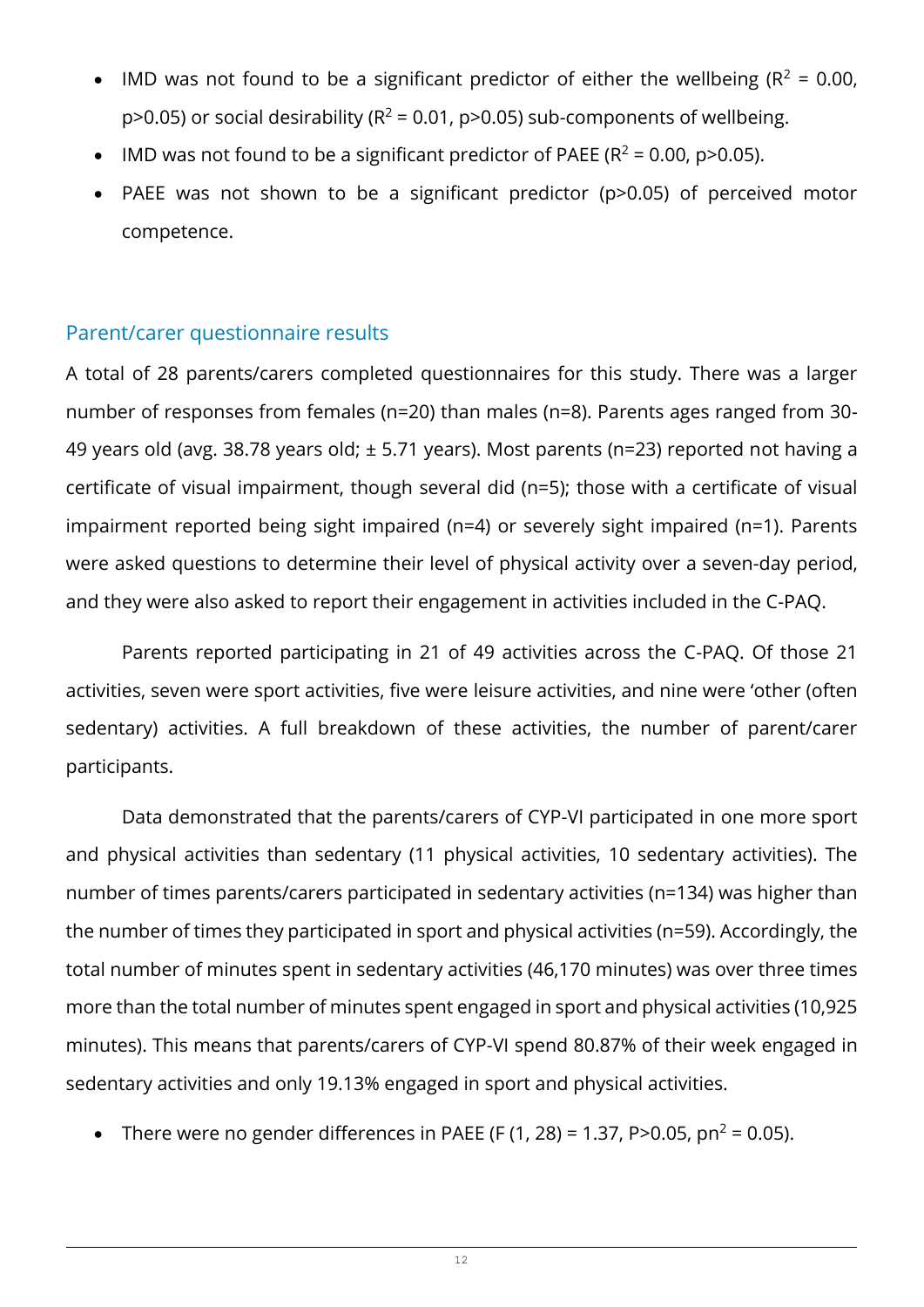- IMD was not found to be a significant predictor of either the wellbeing ($R^2$ = 0.00, p>0.05) or social desirability ($R^2$ = 0.01, p>0.05) sub-components of wellbeing.
- IMD was not found to be a significant predictor of PAEE ($R^2$ = 0.00, p>0.05).
- PAEE was not shown to be a significant predictor (p>0.05) of perceived motor competence.

## Parent/carer questionnaire results

A total of 28 parents/carers completed questionnaires for this study. There was a larger number of responses from females (n=20) than males (n=8). Parents ages ranged from 30-49 years old (avg. 38.78 years old; ± 5.71 years). Most parents (n=23) reported not having a certificate of visual impairment, though several did (n=5); those with a certificate of visual impairment reported being sight impaired (n=4) or severely sight impaired (n=1). Parents were asked questions to determine their level of physical activity over a seven-day period, and they were also asked to report their engagement in activities included in the C-PAQ.

Parents reported participating in 21 of 49 activities across the C-PAQ. Of those 21 activities, seven were sport activities, five were leisure activities, and nine were 'other (often sedentary) activities. A full breakdown of these activities, the number of parent/carer participants.

Data demonstrated that the parents/carers of CYP-VI participated in one more sport and physical activities than sedentary (11 physical activities, 10 sedentary activities). The number of times parents/carers participated in sedentary activities (n=134) was higher than the number of times they participated in sport and physical activities (n=59). Accordingly, the total number of minutes spent in sedentary activities (46,170 minutes) was over three times more than the total number of minutes spent engaged in sport and physical activities (10,925 minutes). This means that parents/carers of CYP-VI spend 80.87% of their week engaged in sedentary activities and only 19.13% engaged in sport and physical activities.

- There were no gender differences in PAEE ($F$ (1, 28) = 1.37, P>0.05, $pn^2$ = 0.05).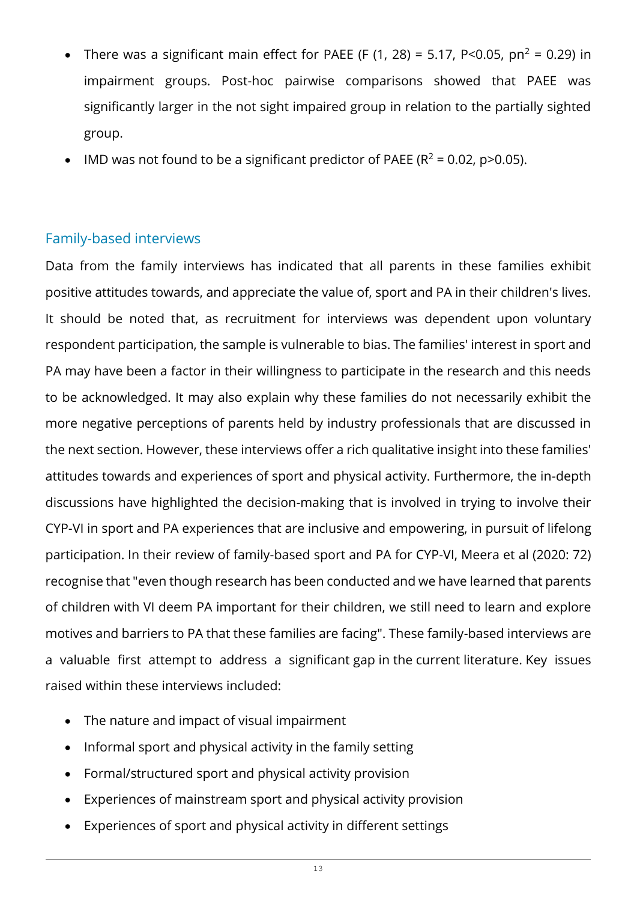- There was a significant main effect for PAEE ($F (1, 28) = 5.17$, $P<0.05$, $pn^2 = 0.29$) in impairment groups. Post-hoc pairwise comparisons showed that PAEE was significantly larger in the not sight impaired group in relation to the partially sighted group.
- IMD was not found to be a significant predictor of PAEE ($R^2 = 0.02$, $p>0.05$).

## Family-based interviews

Data from the family interviews has indicated that all parents in these families exhibit positive attitudes towards, and appreciate the value of, sport and PA in their children's lives. It should be noted that, as recruitment for interviews was dependent upon voluntary respondent participation, the sample is vulnerable to bias. The families' interest in sport and PA may have been a factor in their willingness to participate in the research and this needs to be acknowledged. It may also explain why these families do not necessarily exhibit the more negative perceptions of parents held by industry professionals that are discussed in the next section. However, these interviews offer a rich qualitative insight into these families' attitudes towards and experiences of sport and physical activity. Furthermore, the in-depth discussions have highlighted the decision-making that is involved in trying to involve their CYP-VI in sport and PA experiences that are inclusive and empowering, in pursuit of lifelong participation. In their review of family-based sport and PA for CYP-VI, Meera et al (2020: 72) recognise that "even though research has been conducted and we have learned that parents of children with VI deem PA important for their children, we still need to learn and explore motives and barriers to PA that these families are facing". These family-based interviews are a valuable first attempt to address a significant gap in the current literature. Key issues raised within these interviews included:

- The nature and impact of visual impairment
- Informal sport and physical activity in the family setting
- Formal/structured sport and physical activity provision
- Experiences of mainstream sport and physical activity provision
- Experiences of sport and physical activity in different settings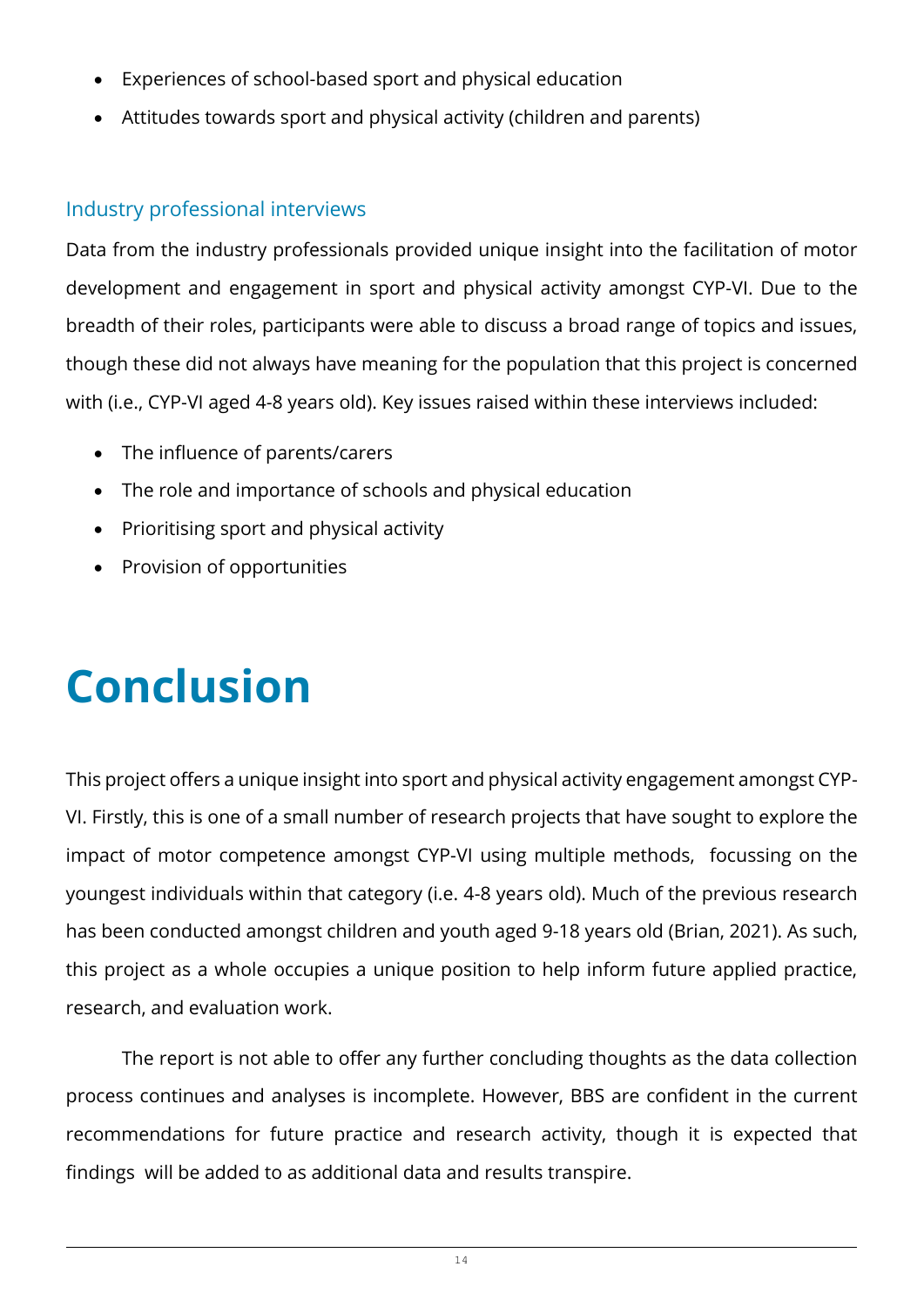- Experiences of school-based sport and physical education
- Attitudes towards sport and physical activity (children and parents)

### Industry professional interviews

Data from the industry professionals provided unique insight into the facilitation of motor development and engagement in sport and physical activity amongst CYP-VI. Due to the breadth of their roles, participants were able to discuss a broad range of topics and issues, though these did not always have meaning for the population that this project is concerned with (i.e., CYP-VI aged 4-8 years old). Key issues raised within these interviews included:

- The influence of parents/carers
- The role and importance of schools and physical education
- Prioritising sport and physical activity
- Provision of opportunities

# Conclusion

This project offers a unique insight into sport and physical activity engagement amongst CYP-VI. Firstly, this is one of a small number of research projects that have sought to explore the impact of motor competence amongst CYP-VI using multiple methods, focussing on the youngest individuals within that category (i.e. 4-8 years old). Much of the previous research has been conducted amongst children and youth aged 9-18 years old (Brian, 2021). As such, this project as a whole occupies a unique position to help inform future applied practice, research, and evaluation work.

The report is not able to offer any further concluding thoughts as the data collection process continues and analyses is incomplete. However, BBS are confident in the current recommendations for future practice and research activity, though it is expected that findings will be added to as additional data and results transpire.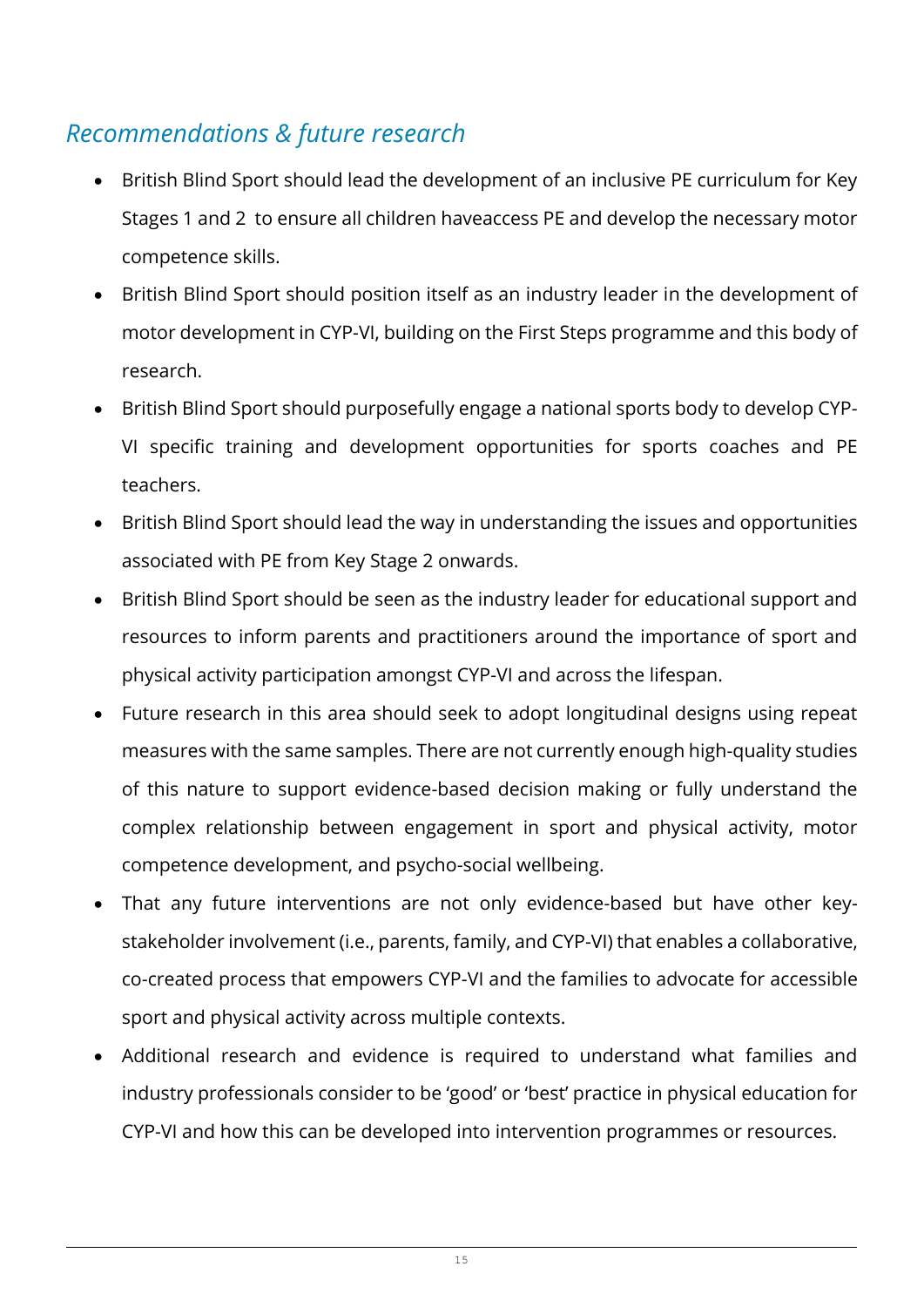## *Recommendations & future research*

- British Blind Sport should lead the development of an inclusive PE curriculum for Key Stages 1 and 2 to ensure all children haveaccess PE and develop the necessary motor competence skills.
- British Blind Sport should position itself as an industry leader in the development of motor development in CYP-VI, building on the First Steps programme and this body of research.
- British Blind Sport should purposefully engage a national sports body to develop CYP-VI specific training and development opportunities for sports coaches and PE teachers.
- British Blind Sport should lead the way in understanding the issues and opportunities associated with PE from Key Stage 2 onwards.
- British Blind Sport should be seen as the industry leader for educational support and resources to inform parents and practitioners around the importance of sport and physical activity participation amongst CYP-VI and across the lifespan.
- Future research in this area should seek to adopt longitudinal designs using repeat measures with the same samples. There are not currently enough high-quality studies of this nature to support evidence-based decision making or fully understand the complex relationship between engagement in sport and physical activity, motor competence development, and psycho-social wellbeing.
- That any future interventions are not only evidence-based but have other key-stakeholder involvement (i.e., parents, family, and CYP-VI) that enables a collaborative, co-created process that empowers CYP-VI and the families to advocate for accessible sport and physical activity across multiple contexts.
- Additional research and evidence is required to understand what families and industry professionals consider to be 'good' or 'best' practice in physical education for CYP-VI and how this can be developed into intervention programmes or resources.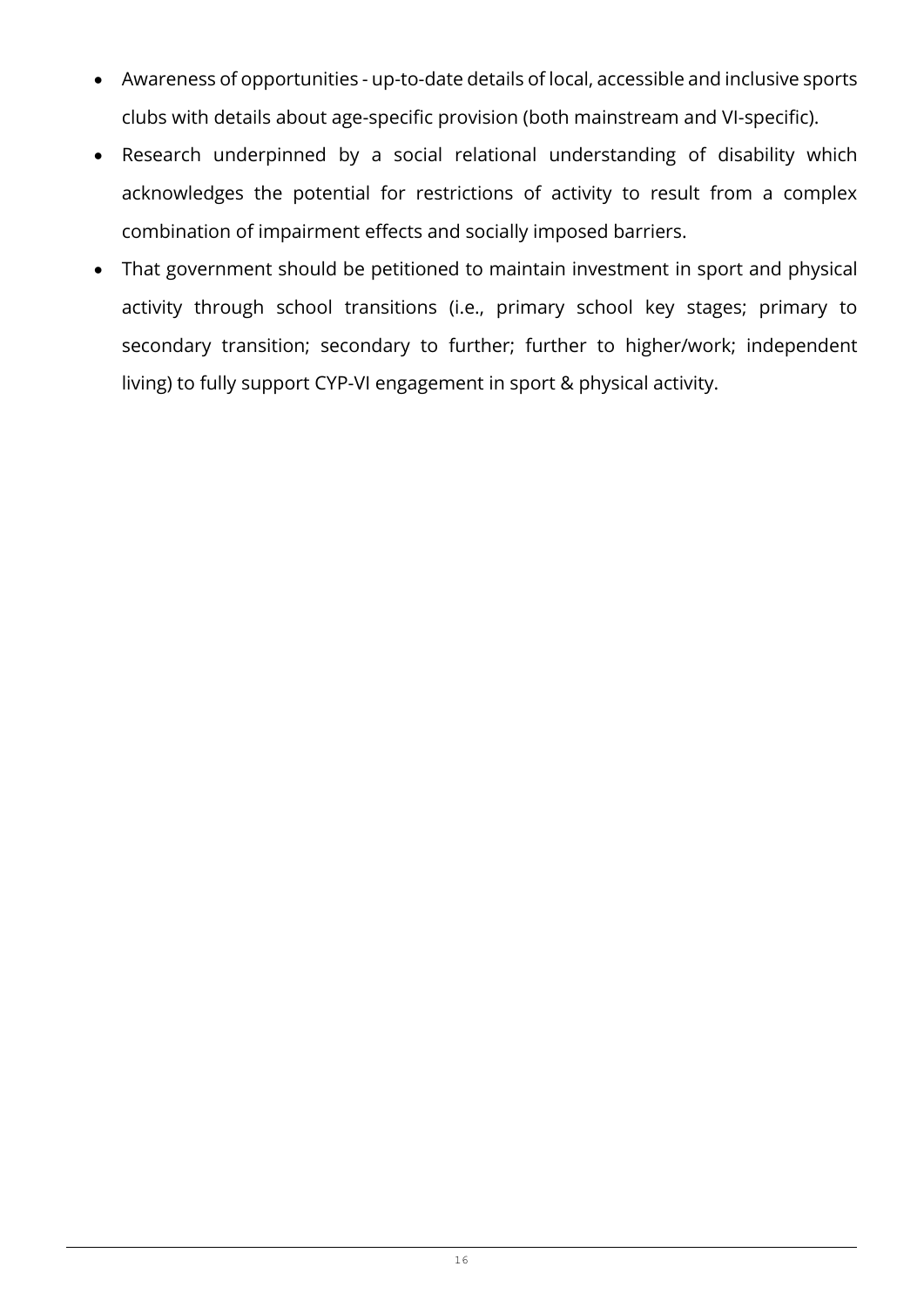- Awareness of opportunities - up-to-date details of local, accessible and inclusive sports clubs with details about age-specific provision (both mainstream and VI-specific).
- Research underpinned by a social relational understanding of disability which acknowledges the potential for restrictions of activity to result from a complex combination of impairment effects and socially imposed barriers.
- That government should be petitioned to maintain investment in sport and physical activity through school transitions (i.e., primary school key stages; primary to secondary transition; secondary to further; further to higher/work; independent living) to fully support CYP-VI engagement in sport & physical activity.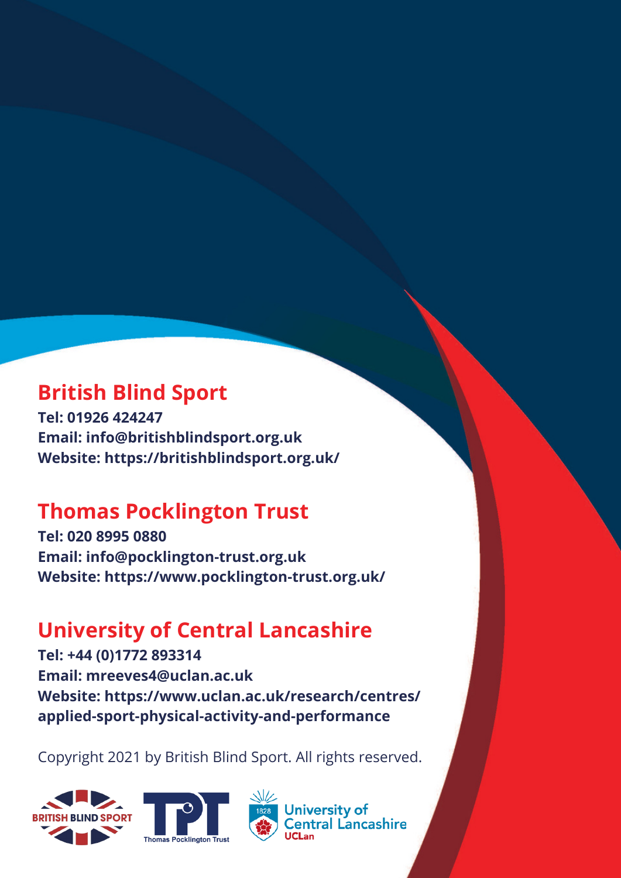## British Blind Sport

**Tel: 01926 424247**
**Email: info@britishblindsport.org.uk**
**Website: https://britishblindsport.org.uk/**

## Thomas Pocklington Trust

**Tel: 020 8995 0880**
**Email: info@pocklington-trust.org.uk**
**Website: https://www.pocklington-trust.org.uk/**

## University of Central Lancashire

**Tel: +44 (0)1772 893314**
**Email: mreeves4@uclan.ac.uk**
**Website: https://www.uclan.ac.uk/research/centres/applied-sport-physical-activity-and-performance**

Copyright 2021 by British Blind Sport. All rights reserved.